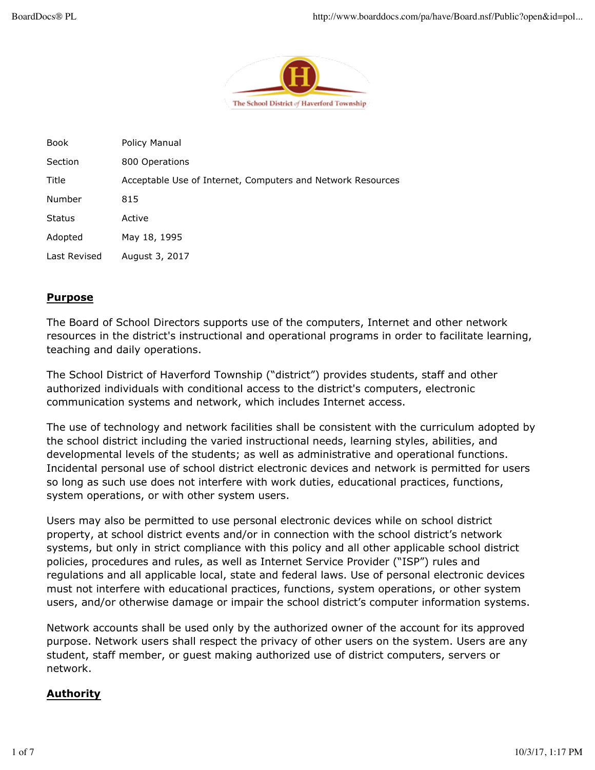| Book | Policy Manual |
| --- | --- |
| Section | 800 Operations |
| Title | Acceptable Use of Internet, Computers and Network Resources |
| Number | 815 |
| Status | Active |
| Adopted | May 18, 1995 |
| Last Revised | August 3, 2017 |

## Purpose

The Board of School Directors supports use of the computers, Internet and other network resources in the district's instructional and operational programs in order to facilitate learning, teaching and daily operations.

The School District of Haverford Township ("district") provides students, staff and other authorized individuals with conditional access to the district's computers, electronic communication systems and network, which includes Internet access.

The use of technology and network facilities shall be consistent with the curriculum adopted by the school district including the varied instructional needs, learning styles, abilities, and developmental levels of the students; as well as administrative and operational functions. Incidental personal use of school district electronic devices and network is permitted for users so long as such use does not interfere with work duties, educational practices, functions, system operations, or with other system users.

Users may also be permitted to use personal electronic devices while on school district property, at school district events and/or in connection with the school district's network systems, but only in strict compliance with this policy and all other applicable school district policies, procedures and rules, as well as Internet Service Provider ("ISP") rules and regulations and all applicable local, state and federal laws. Use of personal electronic devices must not interfere with educational practices, functions, system operations, or other system users, and/or otherwise damage or impair the school district's computer information systems.

Network accounts shall be used only by the authorized owner of the account for its approved purpose. Network users shall respect the privacy of other users on the system. Users are any student, staff member, or guest making authorized use of district computers, servers or network.

## Authority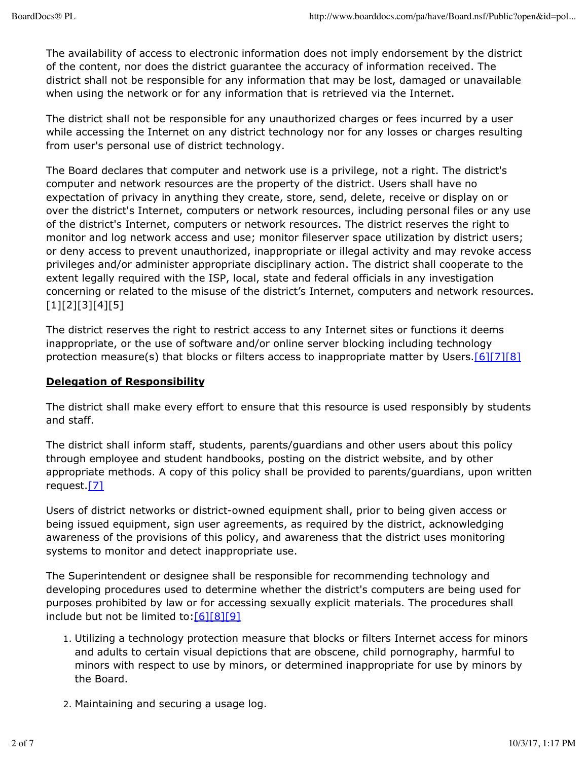The availability of access to electronic information does not imply endorsement by the district of the content, nor does the district guarantee the accuracy of information received. The district shall not be responsible for any information that may be lost, damaged or unavailable when using the network or for any information that is retrieved via the Internet.

The district shall not be responsible for any unauthorized charges or fees incurred by a user while accessing the Internet on any district technology nor for any losses or charges resulting from user's personal use of district technology.

The Board declares that computer and network use is a privilege, not a right. The district's computer and network resources are the property of the district. Users shall have no expectation of privacy in anything they create, store, send, delete, receive or display on or over the district's Internet, computers or network resources, including personal files or any use of the district's Internet, computers or network resources. The district reserves the right to monitor and log network access and use; monitor fileserver space utilization by district users; or deny access to prevent unauthorized, inappropriate or illegal activity and may revoke access privileges and/or administer appropriate disciplinary action. The district shall cooperate to the extent legally required with the ISP, local, state and federal officials in any investigation concerning or related to the misuse of the district's Internet, computers and network resources. [1][2][3][4][5]

The district reserves the right to restrict access to any Internet sites or functions it deems inappropriate, or the use of software and/or online server blocking including technology protection measure(s) that blocks or filters access to inappropriate matter by Users.[6][7][8]

**Delegation of Responsibility**

The district shall make every effort to ensure that this resource is used responsibly by students and staff.

The district shall inform staff, students, parents/guardians and other users about this policy through employee and student handbooks, posting on the district website, and by other appropriate methods. A copy of this policy shall be provided to parents/guardians, upon written request.[7]

Users of district networks or district-owned equipment shall, prior to being given access or being issued equipment, sign user agreements, as required by the district, acknowledging awareness of the provisions of this policy, and awareness that the district uses monitoring systems to monitor and detect inappropriate use.

The Superintendent or designee shall be responsible for recommending technology and developing procedures used to determine whether the district's computers are being used for purposes prohibited by law or for accessing sexually explicit materials. The procedures shall include but not be limited to:[6][8][9]

1. Utilizing a technology protection measure that blocks or filters Internet access for minors and adults to certain visual depictions that are obscene, child pornography, harmful to minors with respect to use by minors, or determined inappropriate for use by minors by the Board.

2. Maintaining and securing a usage log.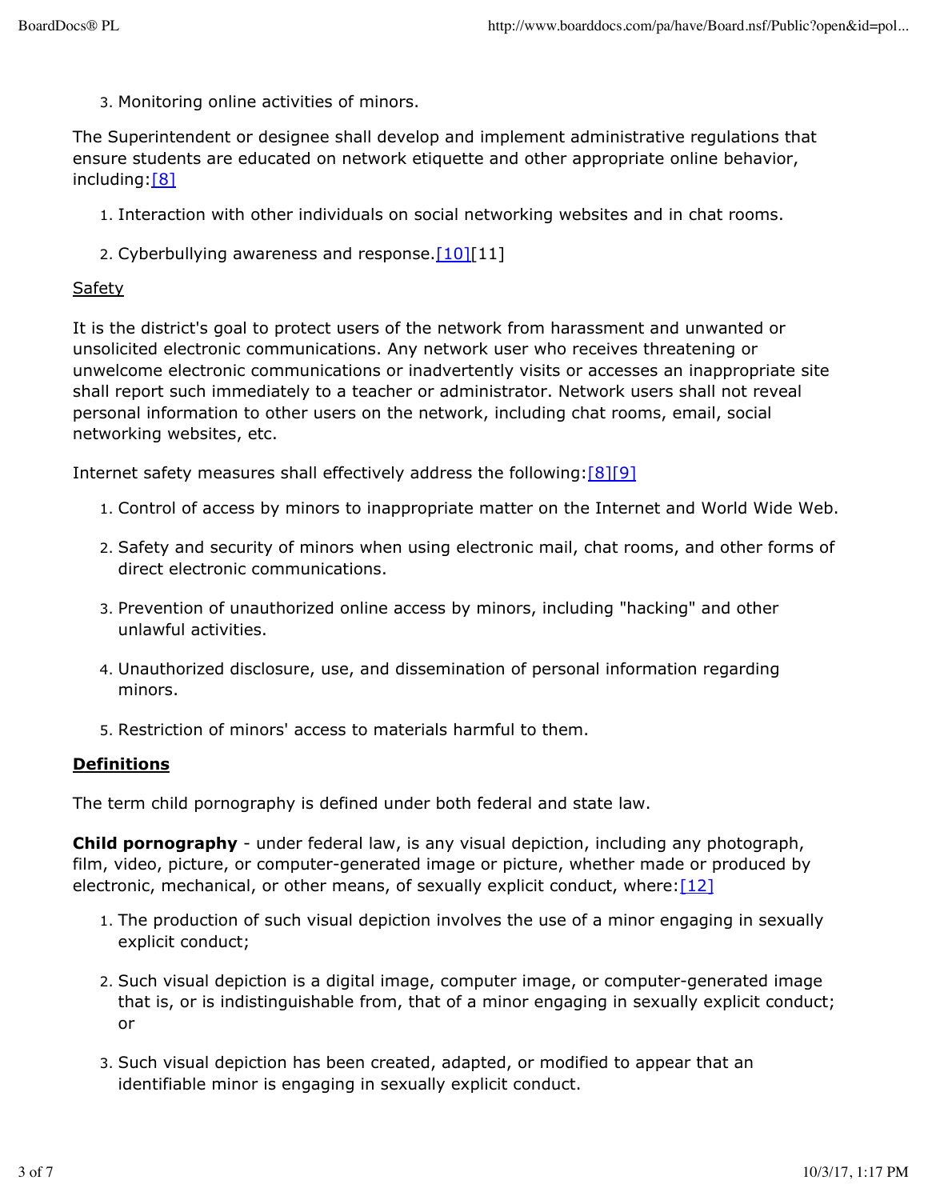3. Monitoring online activities of minors.

The Superintendent or designee shall develop and implement administrative regulations that ensure students are educated on network etiquette and other appropriate online behavior, including:[8]

1. Interaction with other individuals on social networking websites and in chat rooms.
2. Cyberbullying awareness and response.[10][11]

Safety

It is the district's goal to protect users of the network from harassment and unwanted or unsolicited electronic communications. Any network user who receives threatening or unwelcome electronic communications or inadvertently visits or accesses an inappropriate site shall report such immediately to a teacher or administrator. Network users shall not reveal personal information to other users on the network, including chat rooms, email, social networking websites, etc.

Internet safety measures shall effectively address the following:[8][9]

1. Control of access by minors to inappropriate matter on the Internet and World Wide Web.
2. Safety and security of minors when using electronic mail, chat rooms, and other forms of direct electronic communications.
3. Prevention of unauthorized online access by minors, including "hacking" and other unlawful activities.
4. Unauthorized disclosure, use, and dissemination of personal information regarding minors.
5. Restriction of minors' access to materials harmful to them.

## Definitions

The term child pornography is defined under both federal and state law.

**Child pornography** - under federal law, is any visual depiction, including any photograph, film, video, picture, or computer-generated image or picture, whether made or produced by electronic, mechanical, or other means, of sexually explicit conduct, where:[12]

1. The production of such visual depiction involves the use of a minor engaging in sexually explicit conduct;
2. Such visual depiction is a digital image, computer image, or computer-generated image that is, or is indistinguishable from, that of a minor engaging in sexually explicit conduct; or
3. Such visual depiction has been created, adapted, or modified to appear that an identifiable minor is engaging in sexually explicit conduct.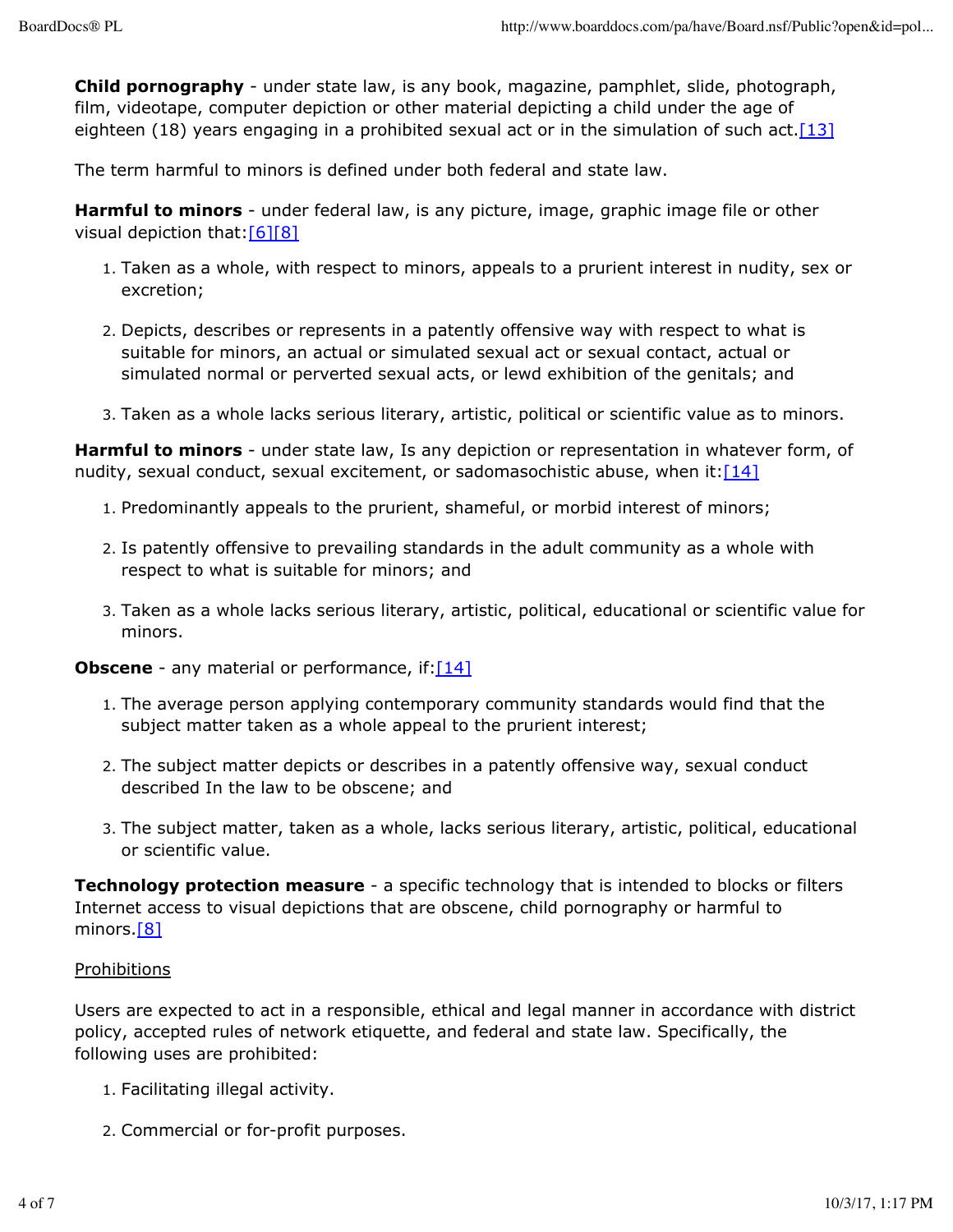**Child pornography** - under state law, is any book, magazine, pamphlet, slide, photograph, film, videotape, computer depiction or other material depicting a child under the age of eighteen (18) years engaging in a prohibited sexual act or in the simulation of such act.[13]

The term harmful to minors is defined under both federal and state law.

**Harmful to minors** - under federal law, is any picture, image, graphic image file or other visual depiction that:[6][8]

1. Taken as a whole, with respect to minors, appeals to a prurient interest in nudity, sex or excretion;
2. Depicts, describes or represents in a patently offensive way with respect to what is suitable for minors, an actual or simulated sexual act or sexual contact, actual or simulated normal or perverted sexual acts, or lewd exhibition of the genitals; and
3. Taken as a whole lacks serious literary, artistic, political or scientific value as to minors.

**Harmful to minors** - under state law, Is any depiction or representation in whatever form, of nudity, sexual conduct, sexual excitement, or sadomasochistic abuse, when it:[14]

1. Predominantly appeals to the prurient, shameful, or morbid interest of minors;
2. Is patently offensive to prevailing standards in the adult community as a whole with respect to what is suitable for minors; and
3. Taken as a whole lacks serious literary, artistic, political, educational or scientific value for minors.

**Obscene** - any material or performance, if:[14]

1. The average person applying contemporary community standards would find that the subject matter taken as a whole appeal to the prurient interest;
2. The subject matter depicts or describes in a patently offensive way, sexual conduct described In the law to be obscene; and
3. The subject matter, taken as a whole, lacks serious literary, artistic, political, educational or scientific value.

**Technology protection measure** - a specific technology that is intended to blocks or filters Internet access to visual depictions that are obscene, child pornography or harmful to minors.[8]

Prohibitions

Users are expected to act in a responsible, ethical and legal manner in accordance with district policy, accepted rules of network etiquette, and federal and state law. Specifically, the following uses are prohibited:

1. Facilitating illegal activity.
2. Commercial or for-profit purposes.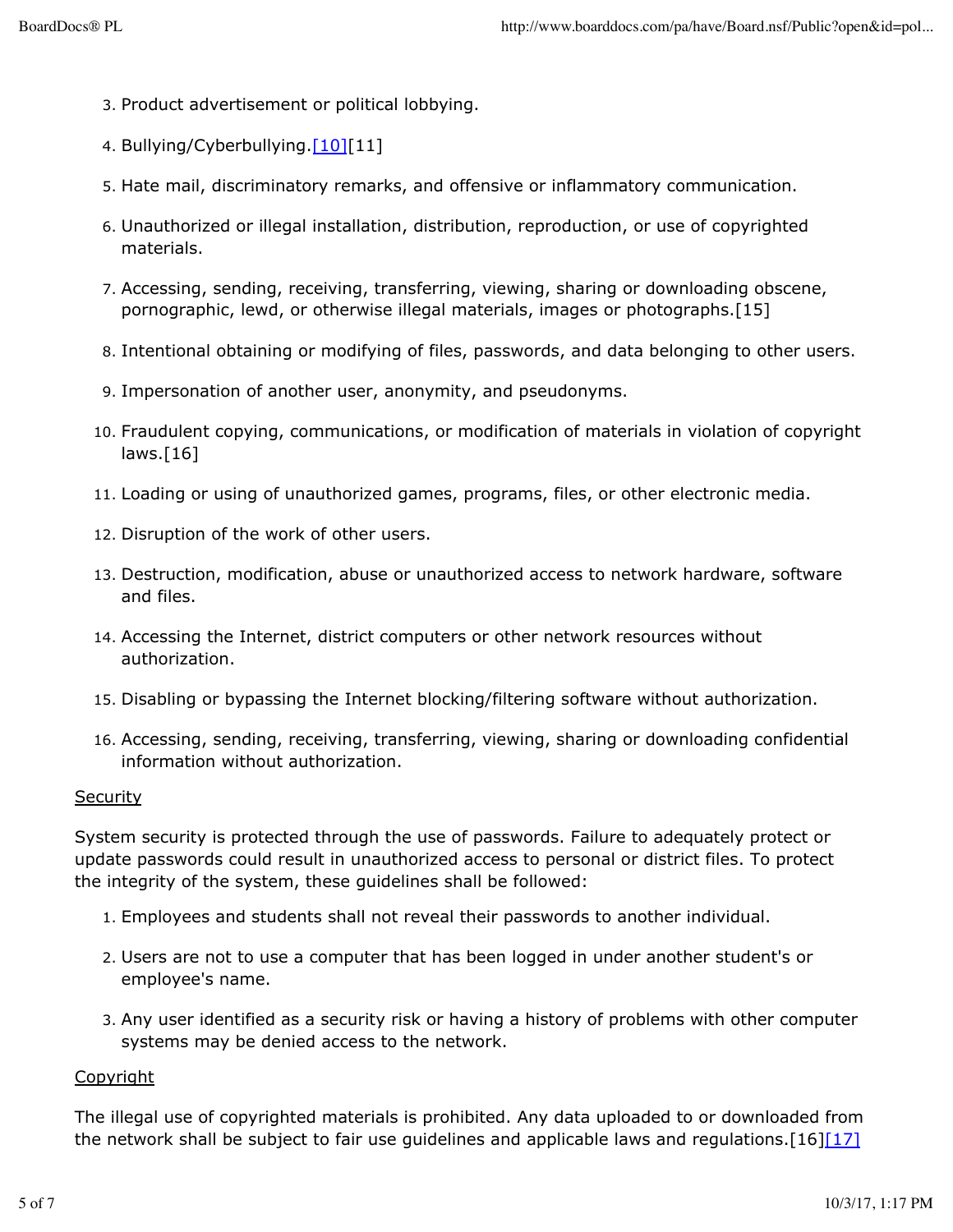3. Product advertisement or political lobbying.

4. Bullying/Cyberbullying.[10][11]

5. Hate mail, discriminatory remarks, and offensive or inflammatory communication.

6. Unauthorized or illegal installation, distribution, reproduction, or use of copyrighted materials.

7. Accessing, sending, receiving, transferring, viewing, sharing or downloading obscene, pornographic, lewd, or otherwise illegal materials, images or photographs.[15]

8. Intentional obtaining or modifying of files, passwords, and data belonging to other users.

9. Impersonation of another user, anonymity, and pseudonyms.

10. Fraudulent copying, communications, or modification of materials in violation of copyright laws.[16]

11. Loading or using of unauthorized games, programs, files, or other electronic media.

12. Disruption of the work of other users.

13. Destruction, modification, abuse or unauthorized access to network hardware, software and files.

14. Accessing the Internet, district computers or other network resources without authorization.

15. Disabling or bypassing the Internet blocking/filtering software without authorization.

16. Accessing, sending, receiving, transferring, viewing, sharing or downloading confidential information without authorization.

<u>Security</u>

System security is protected through the use of passwords. Failure to adequately protect or update passwords could result in unauthorized access to personal or district files. To protect the integrity of the system, these guidelines shall be followed:

1. Employees and students shall not reveal their passwords to another individual.

2. Users are not to use a computer that has been logged in under another student's or employee's name.

3. Any user identified as a security risk or having a history of problems with other computer systems may be denied access to the network.

<u>Copyright</u>

The illegal use of copyrighted materials is prohibited. Any data uploaded to or downloaded from the network shall be subject to fair use guidelines and applicable laws and regulations.[16][17]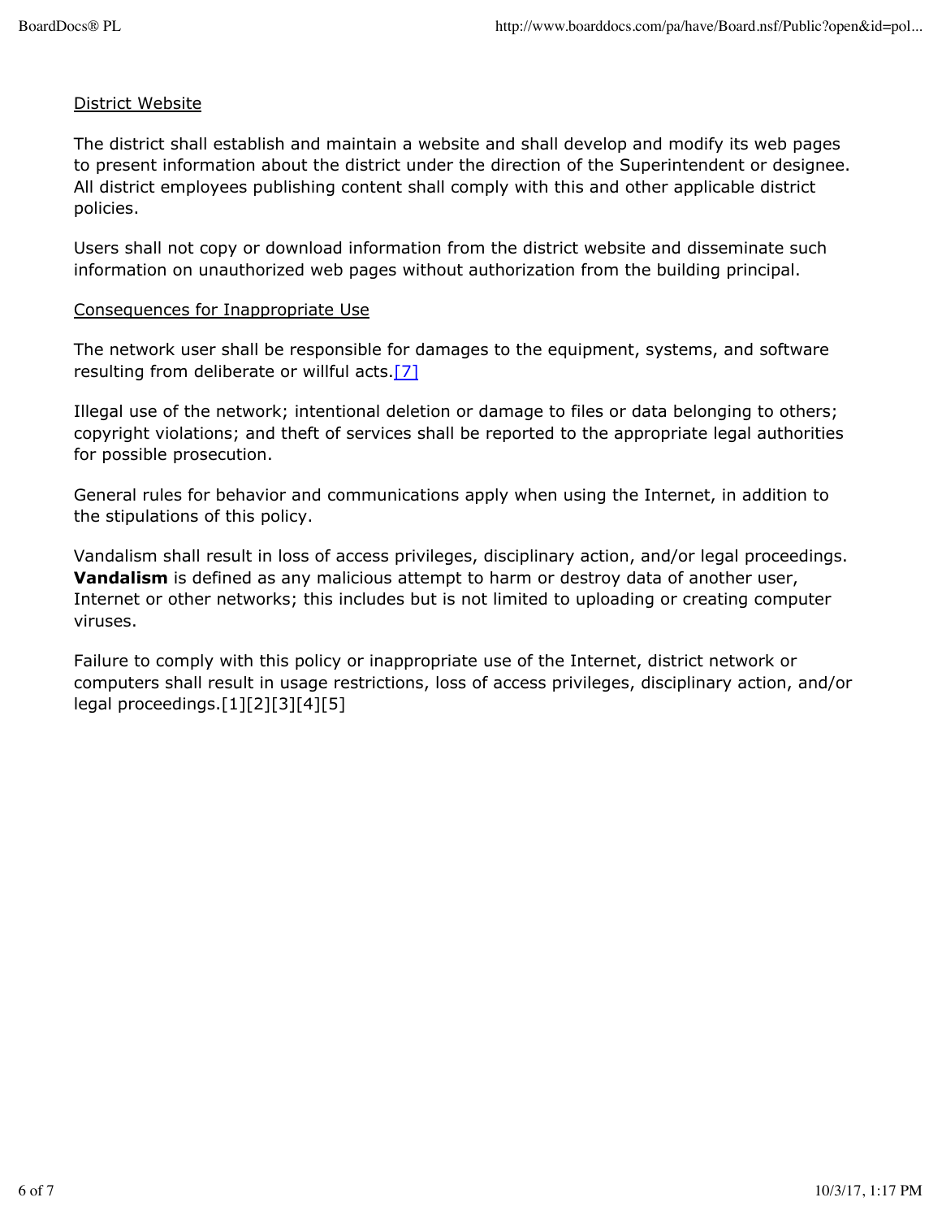District Website

The district shall establish and maintain a website and shall develop and modify its web pages to present information about the district under the direction of the Superintendent or designee. All district employees publishing content shall comply with this and other applicable district policies.

Users shall not copy or download information from the district website and disseminate such information on unauthorized web pages without authorization from the building principal.

Consequences for Inappropriate Use

The network user shall be responsible for damages to the equipment, systems, and software resulting from deliberate or willful acts.[7]

Illegal use of the network; intentional deletion or damage to files or data belonging to others; copyright violations; and theft of services shall be reported to the appropriate legal authorities for possible prosecution.

General rules for behavior and communications apply when using the Internet, in addition to the stipulations of this policy.

Vandalism shall result in loss of access privileges, disciplinary action, and/or legal proceedings. **Vandalism** is defined as any malicious attempt to harm or destroy data of another user, Internet or other networks; this includes but is not limited to uploading or creating computer viruses.

Failure to comply with this policy or inappropriate use of the Internet, district network or computers shall result in usage restrictions, loss of access privileges, disciplinary action, and/or legal proceedings.[1][2][3][4][5]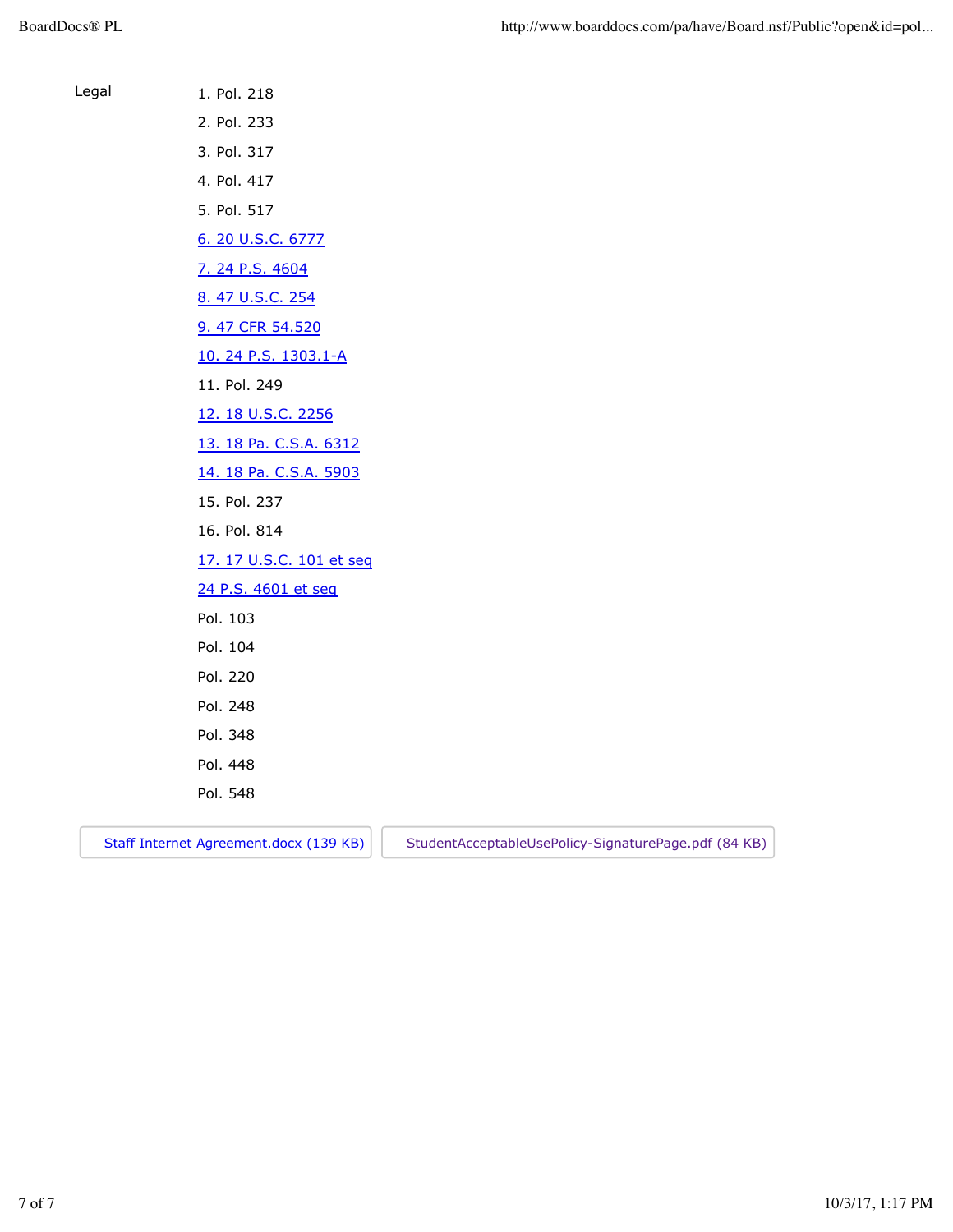Legal

1. Pol. 218
2. Pol. 233
3. Pol. 317
4. Pol. 417
5. Pol. 517
6. 20 U.S.C. 6777
7. 24 P.S. 4604
8. 47 U.S.C. 254
9. 47 CFR 54.520
10. 24 P.S. 1303.1-A
11. Pol. 249
12. 18 U.S.C. 2256
13. 18 Pa. C.S.A. 6312
14. 18 Pa. C.S.A. 5903
15. Pol. 237
16. Pol. 814
17. 17 U.S.C. 101 et seq

24 P.S. 4601 et seq

Pol. 103

Pol. 104

Pol. 220

Pol. 248

Pol. 348

Pol. 448

Pol. 548

Staff Internet Agreement.docx (139 KB)

StudentAcceptableUsePolicy-SignaturePage.pdf (84 KB)